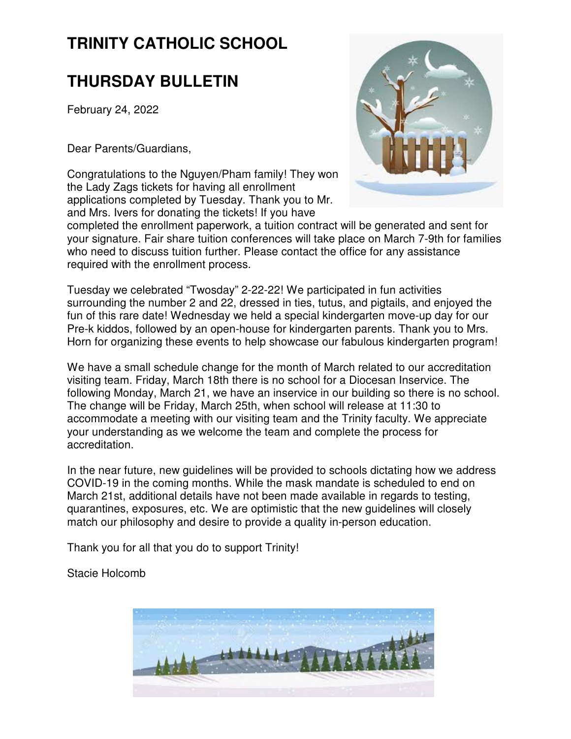# TRINITY CATHOLIC SCHOOL

# THURSDAY BULLETIN

February 24, 2022

Dear Parents/Guardians,

Congratulations to the Nguyen/Pham family! They won the Lady Zags tickets for having all enrollment applications completed by Tuesday. Thank you to Mr. and Mrs. Ivers for donating the tickets! If you have completed the enrollment paperwork, a tuition contract will be generated and sent for your signature. Fair share tuition conferences will take place on March 7-9th for families who need to discuss tuition further. Please contact the office for any assistance required with the enrollment process.

Tuesday we celebrated "Twosday" 2-22-22! We participated in fun activities surrounding the number 2 and 22, dressed in ties, tutus, and pigtails, and enjoyed the fun of this rare date! Wednesday we held a special kindergarten move-up day for our Pre-k kiddos, followed by an open-house for kindergarten parents. Thank you to Mrs. Horn for organizing these events to help showcase our fabulous kindergarten program!

We have a small schedule change for the month of March related to our accreditation visiting team. Friday, March 18th there is no school for a Diocesan Inservice. The following Monday, March 21, we have an inservice in our building so there is no school. The change will be Friday, March 25th, when school will release at 11:30 to accommodate a meeting with our visiting team and the Trinity faculty. We appreciate your understanding as we welcome the team and complete the process for accreditation.

In the near future, new guidelines will be provided to schools dictating how we address COVID-19 in the coming months. While the mask mandate is scheduled to end on March 21st, additional details have not been made available in regards to testing, quarantines, exposures, etc. We are optimistic that the new guidelines will closely match our philosophy and desire to provide a quality in-person education.

Thank you for all that you do to support Trinity!

Stacie Holcomb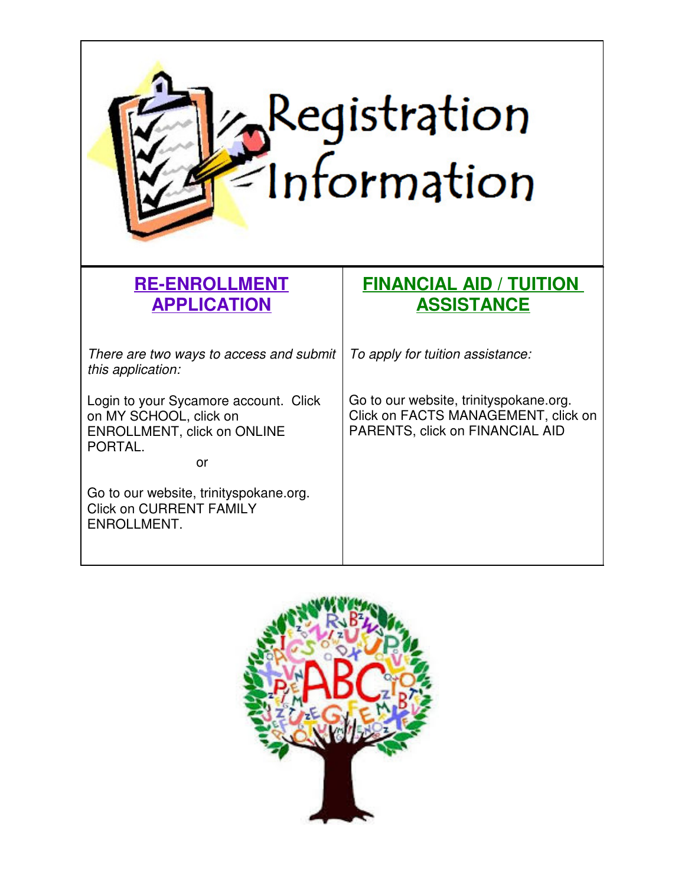# Registration Information

## RE-ENROLLMENT APPLICATION

*There are two ways to access and submit this application:*

Login to your Sycamore account. Click on MY SCHOOL, click on ENROLLMENT, click on ONLINE PORTAL.

or

Go to our website, trinityspokane.org. Click on CURRENT FAMILY ENROLLMENT.

## FINANCIAL AID / TUITION ASSISTANCE

*To apply for tuition assistance:*

Go to our website, trinityspokane.org. Click on FACTS MANAGEMENT, click on PARENTS, click on FINANCIAL AID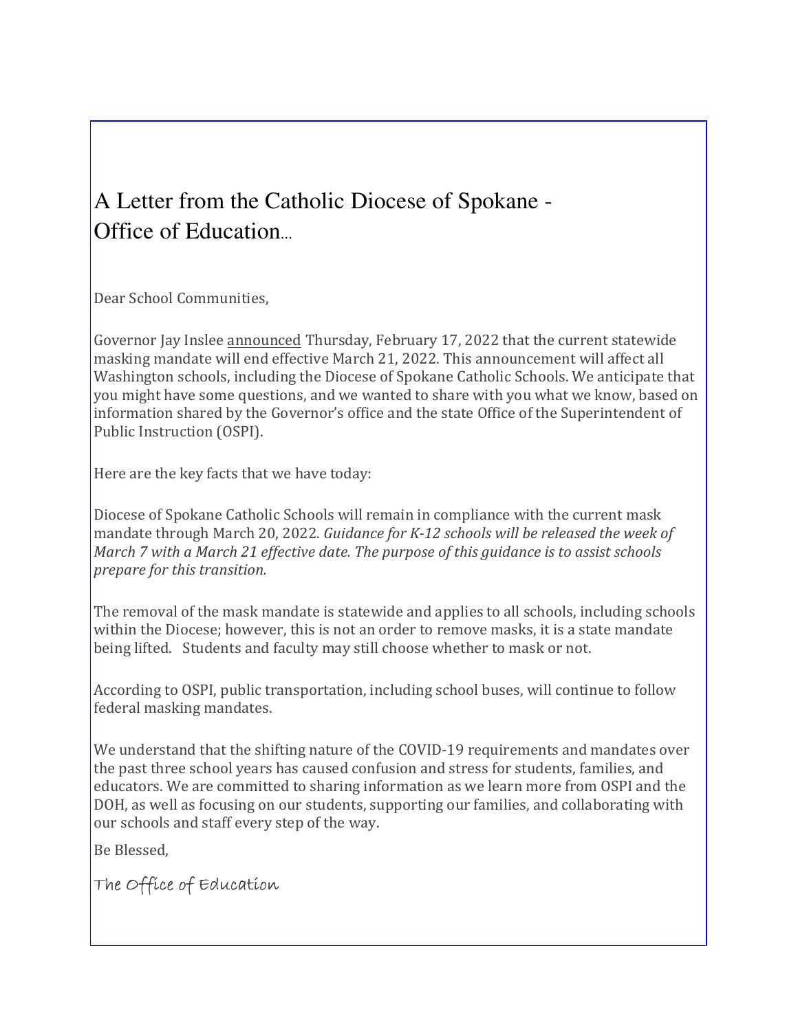# A Letter from the Catholic Diocese of Spokane - Office of Education...

Dear School Communities,

Governor Jay Inslee announced Thursday, February 17, 2022 that the current statewide masking mandate will end effective March 21, 2022. This announcement will affect all Washington schools, including the Diocese of Spokane Catholic Schools. We anticipate that you might have some questions, and we wanted to share with you what we know, based on information shared by the Governor's office and the state Office of the Superintendent of Public Instruction (OSPI).

Here are the key facts that we have today:

Diocese of Spokane Catholic Schools will remain in compliance with the current mask mandate through March 20, 2022. *Guidance for K-12 schools will be released the week of March 7 with a March 21 effective date. The purpose of this guidance is to assist schools prepare for this transition.*

The removal of the mask mandate is statewide and applies to all schools, including schools within the Diocese; however, this is not an order to remove masks, it is a state mandate being lifted. Students and faculty may still choose whether to mask or not.

According to OSPI, public transportation, including school buses, will continue to follow federal masking mandates.

We understand that the shifting nature of the COVID-19 requirements and mandates over the past three school years has caused confusion and stress for students, families, and educators. We are committed to sharing information as we learn more from OSPI and the DOH, as well as focusing on our students, supporting our families, and collaborating with our schools and staff every step of the way.

Be Blessed,

The Office of Education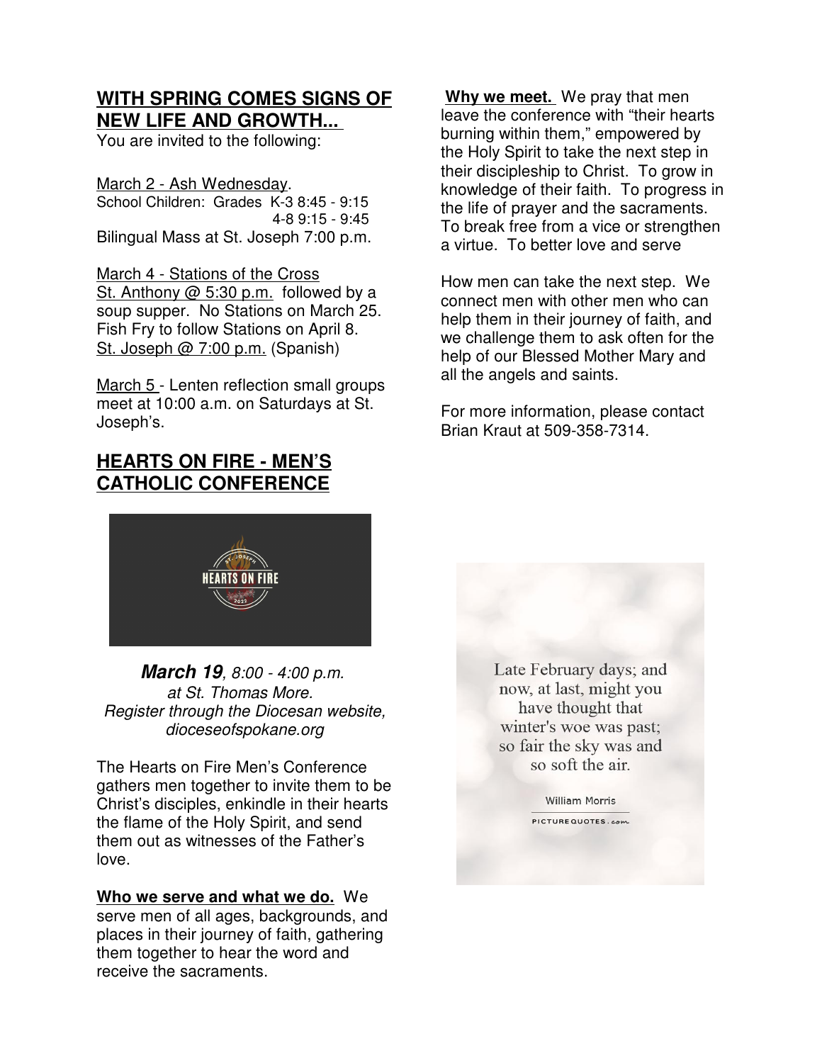## WITH SPRING COMES SIGNS OF NEW LIFE AND GROWTH...

You are invited to the following:

March 2 - Ash Wednesday.
School Children: Grades K-3 8:45 - 9:15
4-8 9:15 - 9:45
Bilingual Mass at St. Joseph 7:00 p.m.

March 4 - Stations of the Cross
St. Anthony @ 5:30 p.m. followed by a soup supper. No Stations on March 25. Fish Fry to follow Stations on April 8.
St. Joseph @ 7:00 p.m. (Spanish)

March 5 - Lenten reflection small groups meet at 10:00 a.m. on Saturdays at St. Joseph's.

## HEARTS ON FIRE - MEN'S CATHOLIC CONFERENCE

***March 19**, 8:00 - 4:00 p.m.*
*at St. Thomas More.*
*Register through the Diocesan website, dioceseofspokane.org*

The Hearts on Fire Men's Conference gathers men together to invite them to be Christ's disciples, enkindle in their hearts the flame of the Holy Spirit, and send them out as witnesses of the Father's love.

**Who we serve and what we do.** We serve men of all ages, backgrounds, and places in their journey of faith, gathering them together to hear the word and receive the sacraments.

**Why we meet.** We pray that men leave the conference with "their hearts burning within them," empowered by the Holy Spirit to take the next step in their discipleship to Christ. To grow in knowledge of their faith. To progress in the life of prayer and the sacraments. To break free from a vice or strengthen a virtue. To better love and serve

How men can take the next step. We connect men with other men who can help them in their journey of faith, and we challenge them to ask often for the help of our Blessed Mother Mary and all the angels and saints.

For more information, please contact Brian Kraut at 509-358-7314.

Late February days; and now, at last, might you have thought that winter's woe was past; so fair the sky was and so soft the air.

William Morris